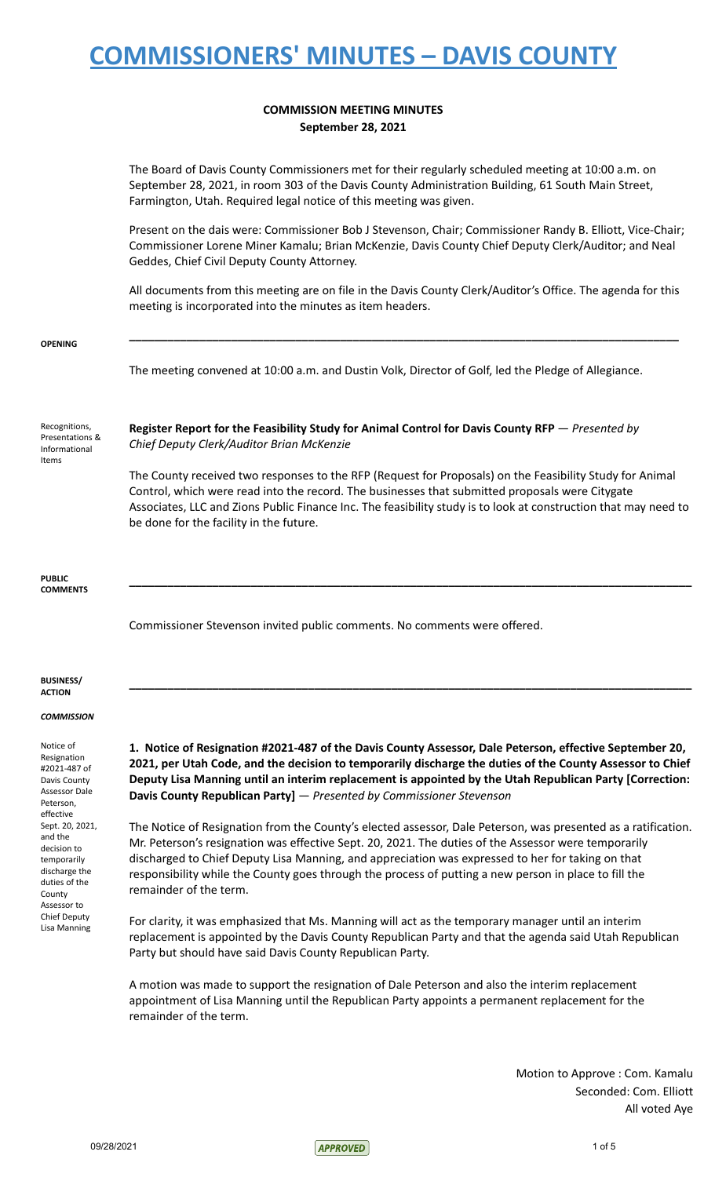# COMMISSIONERS' MINUTES – DAVIS COUNTY

**COMMISSION MEETING MINUTES**
**September 28, 2021**

The Board of Davis County Commissioners met for their regularly scheduled meeting at 10:00 a.m. on September 28, 2021, in room 303 of the Davis County Administration Building, 61 South Main Street, Farmington, Utah. Required legal notice of this meeting was given.

Present on the dais were: Commissioner Bob J Stevenson, Chair; Commissioner Randy B. Elliott, Vice-Chair; Commissioner Lorene Miner Kamalu; Brian McKenzie, Davis County Chief Deputy Clerk/Auditor; and Neal Geddes, Chief Civil Deputy County Attorney.

All documents from this meeting are on file in the Davis County Clerk/Auditor's Office. The agenda for this meeting is incorporated into the minutes as item headers.

---

**OPENING**

The meeting convened at 10:00 a.m. and Dustin Volk, Director of Golf, led the Pledge of Allegiance.

Recognitions, Presentations & Informational Items

**Register Report for the Feasibility Study for Animal Control for Davis County RFP** — *Presented by Chief Deputy Clerk/Auditor Brian McKenzie*

The County received two responses to the RFP (Request for Proposals) on the Feasibility Study for Animal Control, which were read into the record. The businesses that submitted proposals were Citygate Associates, LLC and Zions Public Finance Inc. The feasibility study is to look at construction that may need to be done for the facility in the future.

---

**PUBLIC COMMENTS**

Commissioner Stevenson invited public comments. No comments were offered.

---

**BUSINESS/ ACTION**

***COMMISSION***

Notice of Resignation #2021-487 of Davis County Assessor Dale Peterson, effective Sept. 20, 2021, and the decision to temporarily discharge the duties of the County Assessor to Chief Deputy Lisa Manning

**1. Notice of Resignation #2021-487 of the Davis County Assessor, Dale Peterson, effective September 20, 2021, per Utah Code, and the decision to temporarily discharge the duties of the County Assessor to Chief Deputy Lisa Manning until an interim replacement is appointed by the Utah Republican Party [Correction: Davis County Republican Party]** — *Presented by Commissioner Stevenson*

The Notice of Resignation from the County's elected assessor, Dale Peterson, was presented as a ratification. Mr. Peterson's resignation was effective Sept. 20, 2021. The duties of the Assessor were temporarily discharged to Chief Deputy Lisa Manning, and appreciation was expressed to her for taking on that responsibility while the County goes through the process of putting a new person in place to fill the remainder of the term.

For clarity, it was emphasized that Ms. Manning will act as the temporary manager until an interim replacement is appointed by the Davis County Republican Party and that the agenda said Utah Republican Party but should have said Davis County Republican Party.

A motion was made to support the resignation of Dale Peterson and also the interim replacement appointment of Lisa Manning until the Republican Party appoints a permanent replacement for the remainder of the term.

Motion to Approve : Com. Kamalu
Seconded: Com. Elliott
All voted Aye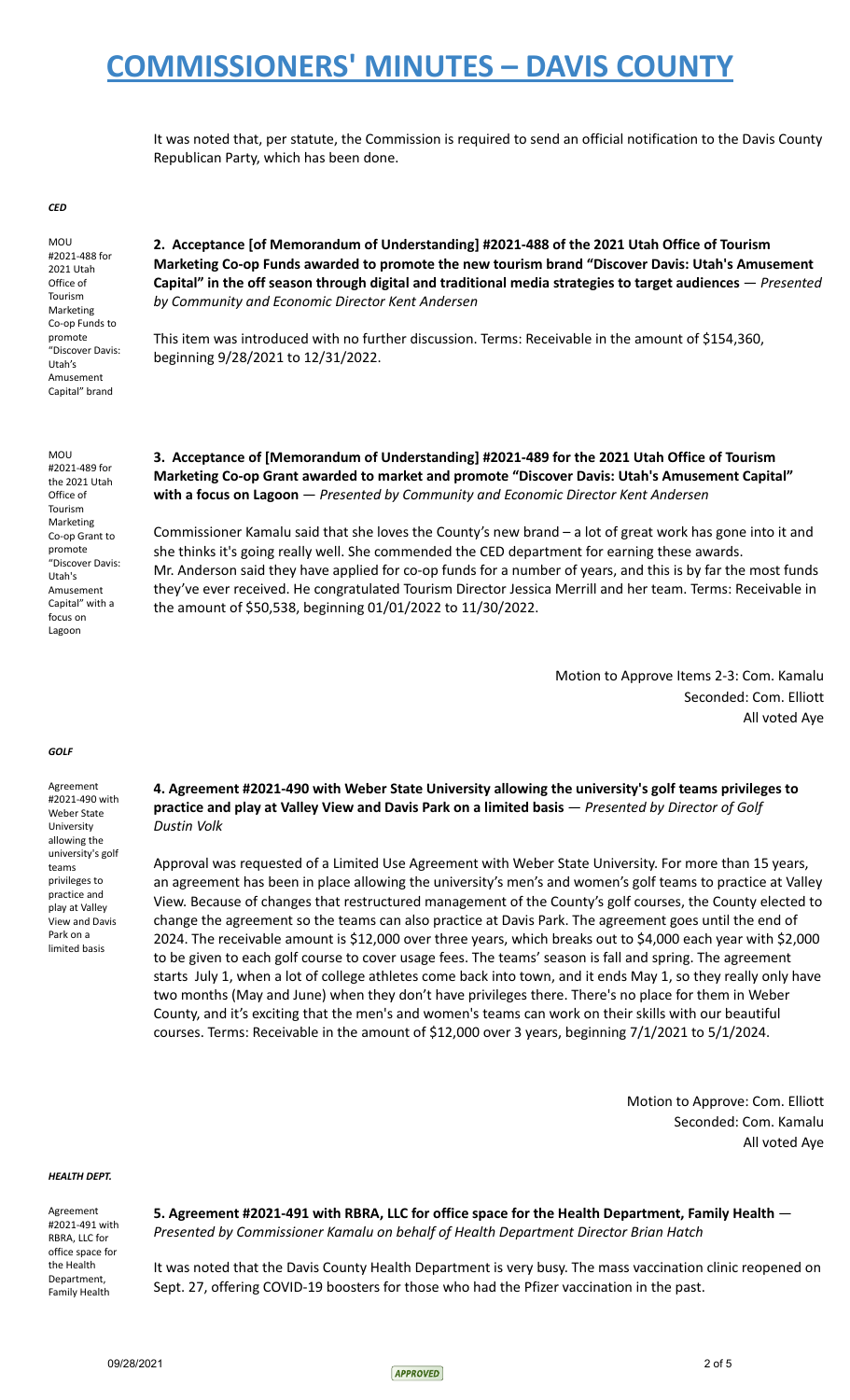# COMMISSIONERS' MINUTES – DAVIS COUNTY

It was noted that, per statute, the Commission is required to send an official notification to the Davis County Republican Party, which has been done.

***CED***

MOU #2021-488 for 2021 Utah Office of Tourism Marketing Co-op Funds to promote "Discover Davis: Utah's Amusement Capital" brand

**2. Acceptance [of Memorandum of Understanding] #2021-488 of the 2021 Utah Office of Tourism Marketing Co-op Funds awarded to promote the new tourism brand "Discover Davis: Utah's Amusement Capital" in the off season through digital and traditional media strategies to target audiences** — *Presented by Community and Economic Director Kent Andersen*

This item was introduced with no further discussion. Terms: Receivable in the amount of $154,360, beginning 9/28/2021 to 12/31/2022.

MOU #2021-489 for the 2021 Utah Office of Tourism Marketing Co-op Grant to promote "Discover Davis: Utah's Amusement Capital" with a focus on Lagoon

**3. Acceptance of [Memorandum of Understanding] #2021-489 for the 2021 Utah Office of Tourism Marketing Co-op Grant awarded to market and promote "Discover Davis: Utah's Amusement Capital" with a focus on Lagoon** — *Presented by Community and Economic Director Kent Andersen*

Commissioner Kamalu said that she loves the County's new brand – a lot of great work has gone into it and she thinks it's going really well. She commended the CED department for earning these awards. Mr. Anderson said they have applied for co-op funds for a number of years, and this is by far the most funds they've ever received. He congratulated Tourism Director Jessica Merrill and her team. Terms: Receivable in the amount of $50,538, beginning 01/01/2022 to 11/30/2022.

Motion to Approve Items 2-3: Com. Kamalu
Seconded: Com. Elliott
All voted Aye

***GOLF***

Agreement #2021-490 with Weber State University allowing the university's golf teams privileges to practice and play at Valley View and Davis Park on a limited basis

**4. Agreement #2021-490 with Weber State University allowing the university's golf teams privileges to practice and play at Valley View and Davis Park on a limited basis** — *Presented by Director of Golf Dustin Volk*

Approval was requested of a Limited Use Agreement with Weber State University. For more than 15 years, an agreement has been in place allowing the university's men's and women's golf teams to practice at Valley View. Because of changes that restructured management of the County's golf courses, the County elected to change the agreement so the teams can also practice at Davis Park. The agreement goes until the end of 2024. The receivable amount is $12,000 over three years, which breaks out to $4,000 each year with $2,000 to be given to each golf course to cover usage fees. The teams' season is fall and spring. The agreement starts July 1, when a lot of college athletes come back into town, and it ends May 1, so they really only have two months (May and June) when they don't have privileges there. There's no place for them in Weber County, and it's exciting that the men's and women's teams can work on their skills with our beautiful courses. Terms: Receivable in the amount of $12,000 over 3 years, beginning 7/1/2021 to 5/1/2024.

Motion to Approve: Com. Elliott
Seconded: Com. Kamalu
All voted Aye

***HEALTH DEPT.***

Agreement #2021-491 with RBRA, LLC for office space for the Health Department, Family Health

**5. Agreement #2021-491 with RBRA, LLC for office space for the Health Department, Family Health** — *Presented by Commissioner Kamalu on behalf of Health Department Director Brian Hatch*

It was noted that the Davis County Health Department is very busy. The mass vaccination clinic reopened on Sept. 27, offering COVID-19 boosters for those who had the Pfizer vaccination in the past.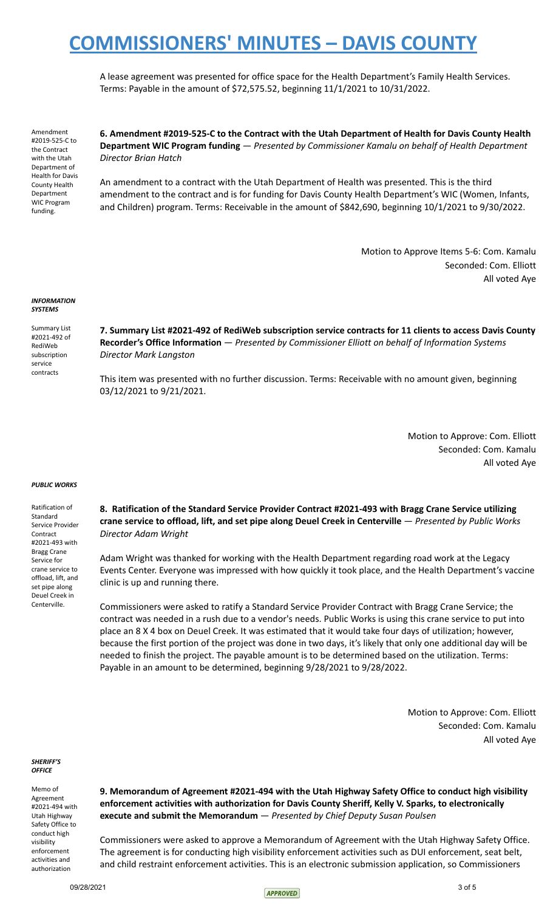A lease agreement was presented for office space for the Health Department's Family Health Services. Terms: Payable in the amount of $72,575.52, beginning 11/1/2021 to 10/31/2022.

Amendment #2019-525-C to the Contract with the Utah Department of Health for Davis County Health Department WIC Program funding.

**6. Amendment #2019-525-C to the Contract with the Utah Department of Health for Davis County Health Department WIC Program funding** — *Presented by Commissioner Kamalu on behalf of Health Department Director Brian Hatch*

An amendment to a contract with the Utah Department of Health was presented. This is the third amendment to the contract and is for funding for Davis County Health Department's WIC (Women, Infants, and Children) program. Terms: Receivable in the amount of $842,690, beginning 10/1/2021 to 9/30/2022.

Motion to Approve Items 5-6: Com. Kamalu
Seconded: Com. Elliott
All voted Aye

***INFORMATION SYSTEMS***

Summary List #2021-492 of RediWeb subscription service contracts

**7. Summary List #2021-492 of RediWeb subscription service contracts for 11 clients to access Davis County Recorder's Office Information** — *Presented by Commissioner Elliott on behalf of Information Systems Director Mark Langston*

This item was presented with no further discussion. Terms: Receivable with no amount given, beginning 03/12/2021 to 9/21/2021.

Motion to Approve: Com. Elliott
Seconded: Com. Kamalu
All voted Aye

***PUBLIC WORKS***

Ratification of Standard Service Provider Contract #2021-493 with Bragg Crane Service for crane service to offload, lift, and set pipe along Deuel Creek in Centerville.

**8. Ratification of the Standard Service Provider Contract #2021-493 with Bragg Crane Service utilizing crane service to offload, lift, and set pipe along Deuel Creek in Centerville** — *Presented by Public Works Director Adam Wright*

Adam Wright was thanked for working with the Health Department regarding road work at the Legacy Events Center. Everyone was impressed with how quickly it took place, and the Health Department's vaccine clinic is up and running there.

Commissioners were asked to ratify a Standard Service Provider Contract with Bragg Crane Service; the contract was needed in a rush due to a vendor's needs. Public Works is using this crane service to put into place an 8 X 4 box on Deuel Creek. It was estimated that it would take four days of utilization; however, because the first portion of the project was done in two days, it's likely that only one additional day will be needed to finish the project. The payable amount is to be determined based on the utilization. Terms: Payable in an amount to be determined, beginning 9/28/2021 to 9/28/2022.

Motion to Approve: Com. Elliott
Seconded: Com. Kamalu
All voted Aye

***SHERIFF'S OFFICE***

Memo of Agreement #2021-494 with Utah Highway Safety Office to conduct high visibility enforcement activities and authorization

**9. Memorandum of Agreement #2021-494 with the Utah Highway Safety Office to conduct high visibility enforcement activities with authorization for Davis County Sheriff, Kelly V. Sparks, to electronically execute and submit the Memorandum** — *Presented by Chief Deputy Susan Poulsen*

Commissioners were asked to approve a Memorandum of Agreement with the Utah Highway Safety Office. The agreement is for conducting high visibility enforcement activities such as DUI enforcement, seat belt, and child restraint enforcement activities. This is an electronic submission application, so Commissioners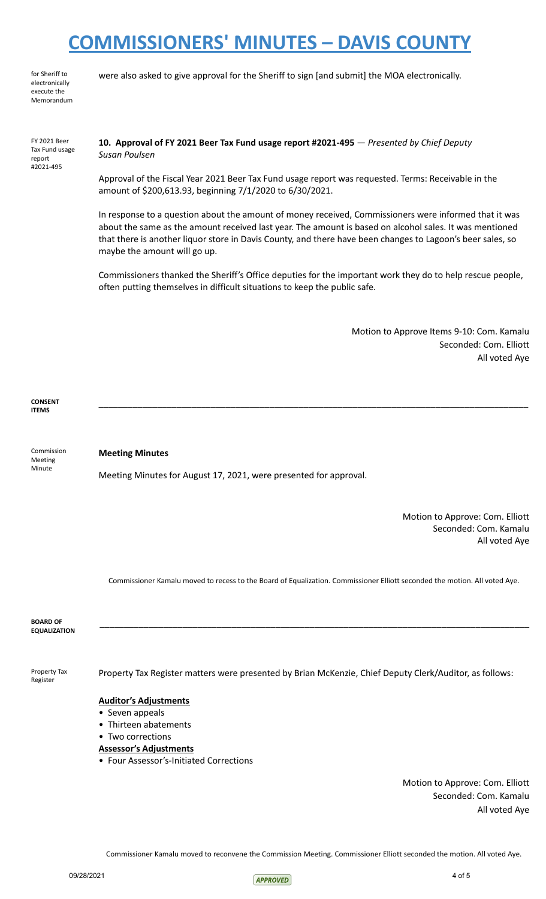for Sheriff to electronically execute the Memorandum

were also asked to give approval for the Sheriff to sign [and submit] the MOA electronically.

FY 2021 Beer Tax Fund usage report #2021-495

**10. Approval of FY 2021 Beer Tax Fund usage report #2021-495** — *Presented by Chief Deputy Susan Poulsen*

Approval of the Fiscal Year 2021 Beer Tax Fund usage report was requested. Terms: Receivable in the amount of $200,613.93, beginning 7/1/2020 to 6/30/2021.

In response to a question about the amount of money received, Commissioners were informed that it was about the same as the amount received last year. The amount is based on alcohol sales. It was mentioned that there is another liquor store in Davis County, and there have been changes to Lagoon's beer sales, so maybe the amount will go up.

Commissioners thanked the Sheriff's Office deputies for the important work they do to help rescue people, often putting themselves in difficult situations to keep the public safe.

Motion to Approve Items 9-10: Com. Kamalu
Seconded: Com. Elliott
All voted Aye

**CONSENT ITEMS**

---

Commission Meeting Minute

**Meeting Minutes**

Meeting Minutes for August 17, 2021, were presented for approval.

Motion to Approve: Com. Elliott
Seconded: Com. Kamalu
All voted Aye

Commissioner Kamalu moved to recess to the Board of Equalization. Commissioner Elliott seconded the motion. All voted Aye.

**BOARD OF EQUALIZATION**

---

Property Tax Register

Property Tax Register matters were presented by Brian McKenzie, Chief Deputy Clerk/Auditor, as follows:

**Auditor's Adjustments**

- Seven appeals
- Thirteen abatements
- Two corrections

**Assessor's Adjustments**

- Four Assessor's-Initiated Corrections

Motion to Approve: Com. Elliott
Seconded: Com. Kamalu
All voted Aye

Commissioner Kamalu moved to reconvene the Commission Meeting. Commissioner Elliott seconded the motion. All voted Aye.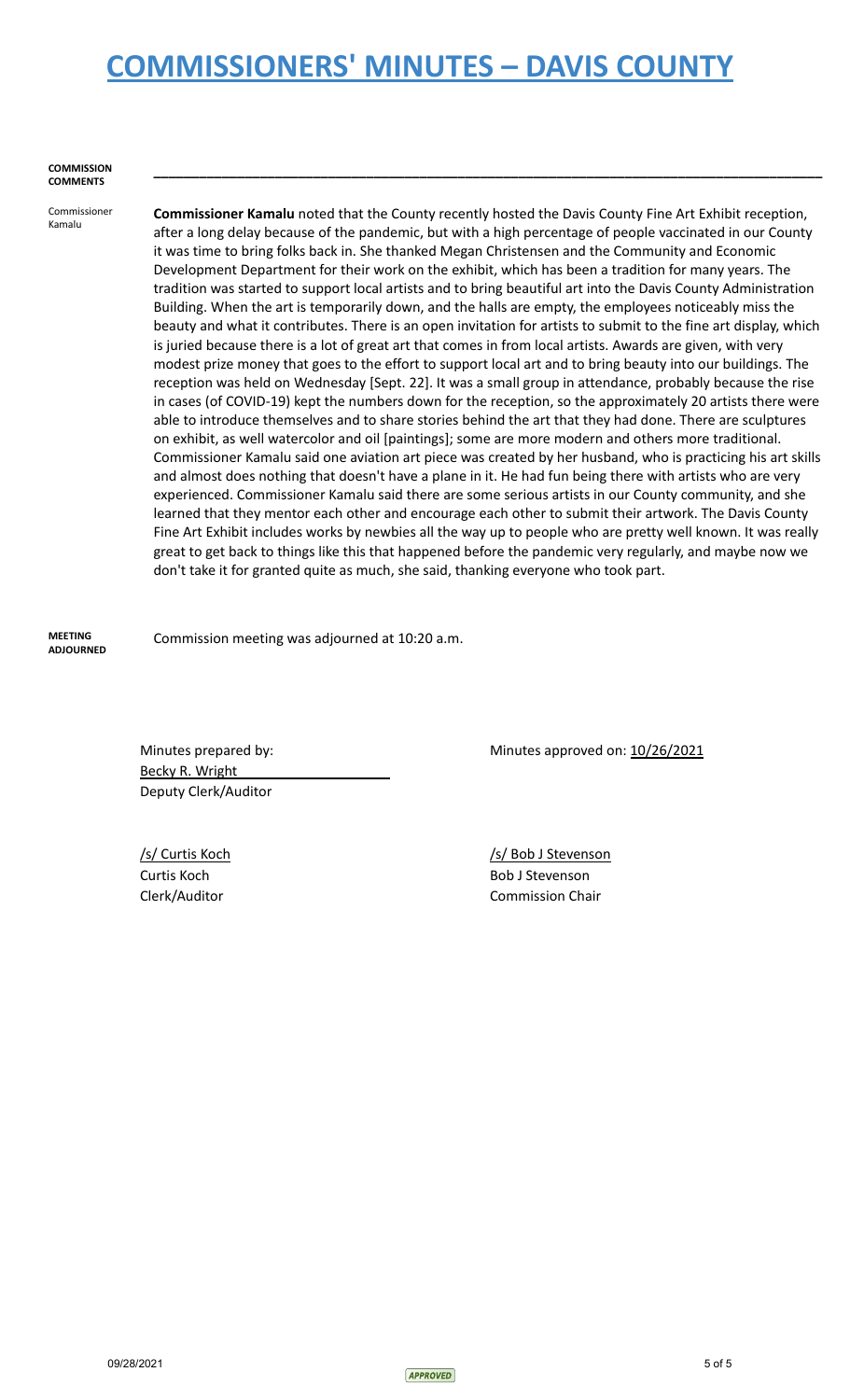**COMMISSION COMMENTS**

Commissioner Kamalu

**Commissioner Kamalu** noted that the County recently hosted the Davis County Fine Art Exhibit reception, after a long delay because of the pandemic, but with a high percentage of people vaccinated in our County it was time to bring folks back in. She thanked Megan Christensen and the Community and Economic Development Department for their work on the exhibit, which has been a tradition for many years. The tradition was started to support local artists and to bring beautiful art into the Davis County Administration Building. When the art is temporarily down, and the halls are empty, the employees noticeably miss the beauty and what it contributes. There is an open invitation for artists to submit to the fine art display, which is juried because there is a lot of great art that comes in from local artists. Awards are given, with very modest prize money that goes to the effort to support local art and to bring beauty into our buildings. The reception was held on Wednesday [Sept. 22]. It was a small group in attendance, probably because the rise in cases (of COVID-19) kept the numbers down for the reception, so the approximately 20 artists there were able to introduce themselves and to share stories behind the art that they had done. There are sculptures on exhibit, as well watercolor and oil [paintings]; some are more modern and others more traditional. Commissioner Kamalu said one aviation art piece was created by her husband, who is practicing his art skills and almost does nothing that doesn't have a plane in it. He had fun being there with artists who are very experienced. Commissioner Kamalu said there are some serious artists in our County community, and she learned that they mentor each other and encourage each other to submit their artwork. The Davis County Fine Art Exhibit includes works by newbies all the way up to people who are pretty well known. It was really great to get back to things like this that happened before the pandemic very regularly, and maybe now we don't take it for granted quite as much, she said, thanking everyone who took part.

**MEETING ADJOURNED**

Commission meeting was adjourned at 10:20 a.m.

Minutes prepared by:
Becky R. Wright
Deputy Clerk/Auditor

Minutes approved on: 10/26/2021

/s/ Curtis Koch
Curtis Koch
Clerk/Auditor

/s/ Bob J Stevenson
Bob J Stevenson
Commission Chair